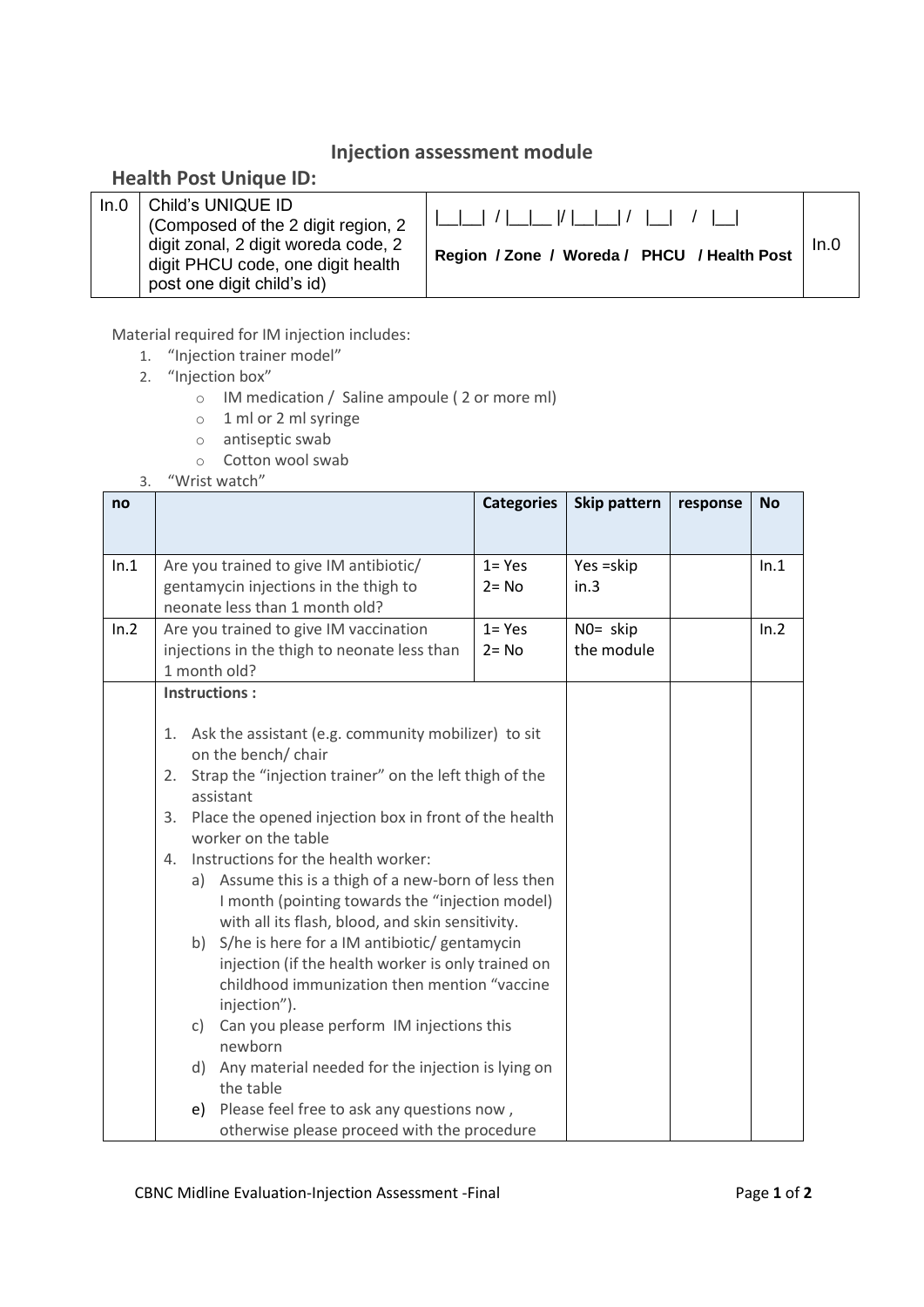# Injection assessment module

## Health Post Unique ID:

| In.0 | Child's UNIQUE ID (Composed of the 2 digit region, 2 digit zonal, 2 digit woreda code, 2 digit PHCU code, one digit health post one digit child's id) | \|__\|__\| / \|__\|__ \|/ \|__\|__\| / \|__\| / \|__\|<br>**Region / Zone / Woreda / PHCU / Health Post** | In.0 |
|---|---|---|---|

Material required for IM injection includes:

1. "Injection trainer model"
2. "Injection box"
   - IM medication / Saline ampoule ( 2 or more ml)
   - 1 ml or 2 ml syringe
   - antiseptic swab
   - Cotton wool swab
3. "Wrist watch"

| no | | Categories | Skip pattern | response | No |
|---|---|---|---|---|---|
| In.1 | Are you trained to give IM antibiotic/ gentamycin injections in the thigh to neonate less than 1 month old? | 1= Yes<br>2= No | Yes =skip in.3 | | In.1 |
| In.2 | Are you trained to give IM vaccination injections in the thigh to neonate less than 1 month old? | 1= Yes<br>2= No | N0= skip the module | | In.2 |
| | **Instructions :**<br><br>1. Ask the assistant (e.g. community mobilizer) to sit on the bench/ chair<br>2. Strap the "injection trainer" on the left thigh of the assistant<br>3. Place the opened injection box in front of the health worker on the table<br>4. Instructions for the health worker:<br>a) Assume this is a thigh of a new-born of less then I month (pointing towards the "injection model) with all its flash, blood, and skin sensitivity.<br>b) S/he is here for a IM antibiotic/ gentamycin injection (if the health worker is only trained on childhood immunization then mention "vaccine injection").<br>c) Can you please perform IM injections this newborn<br>d) Any material needed for the injection is lying on the table<br>e) Please feel free to ask any questions now , otherwise please proceed with the procedure | | | | |

CBNC Midline Evaluation-Injection Assessment -Final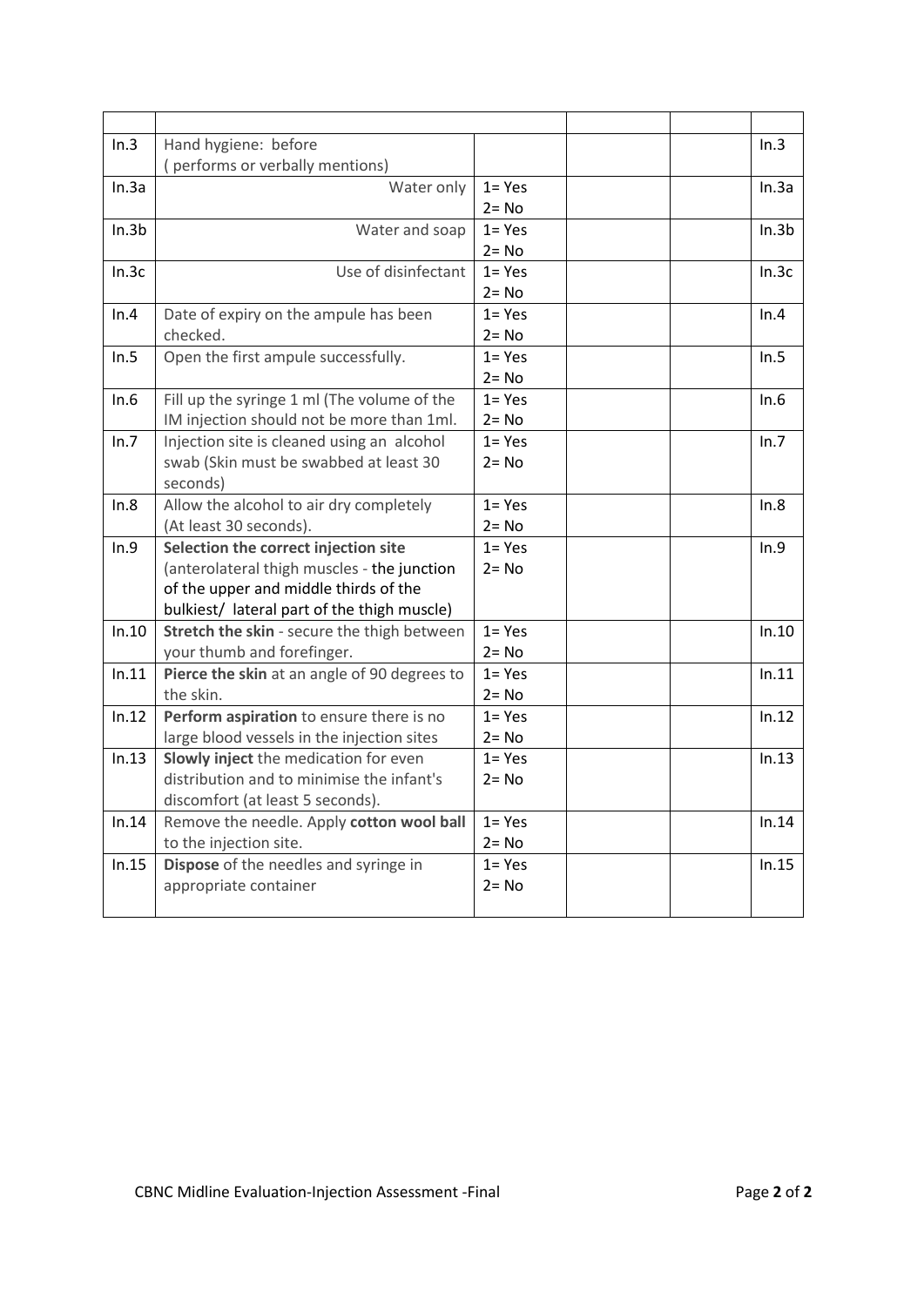| | | | | | |
|---|---|---|---|---|---|
| In.3 | Hand hygiene: before<br>( performs or verbally mentions) | | | | In.3 |
| In.3a | Water only | 1= Yes<br>2= No | | | In.3a |
| In.3b | Water and soap | 1= Yes<br>2= No | | | In.3b |
| In.3c | Use of disinfectant | 1= Yes<br>2= No | | | In.3c |
| In.4 | Date of expiry on the ampule has been checked. | 1= Yes<br>2= No | | | In.4 |
| In.5 | Open the first ampule successfully. | 1= Yes<br>2= No | | | In.5 |
| In.6 | Fill up the syringe 1 ml (The volume of the IM injection should not be more than 1ml. | 1= Yes<br>2= No | | | In.6 |
| In.7 | Injection site is cleaned using an alcohol swab (Skin must be swabbed at least 30 seconds) | 1= Yes<br>2= No | | | In.7 |
| In.8 | Allow the alcohol to air dry completely (At least 30 seconds). | 1= Yes<br>2= No | | | In.8 |
| In.9 | **Selection the correct injection site** (anterolateral thigh muscles - the junction of the upper and middle thirds of the bulkiest/ lateral part of the thigh muscle) | 1= Yes<br>2= No | | | In.9 |
| In.10 | **Stretch the skin** - secure the thigh between your thumb and forefinger. | 1= Yes<br>2= No | | | In.10 |
| In.11 | **Pierce the skin** at an angle of 90 degrees to the skin. | 1= Yes<br>2= No | | | In.11 |
| In.12 | **Perform aspiration** to ensure there is no large blood vessels in the injection sites | 1= Yes<br>2= No | | | In.12 |
| In.13 | **Slowly inject** the medication for even distribution and to minimise the infant's discomfort (at least 5 seconds). | 1= Yes<br>2= No | | | In.13 |
| In.14 | Remove the needle. Apply **cotton wool ball** to the injection site. | 1= Yes<br>2= No | | | In.14 |
| In.15 | **Dispose** of the needles and syringe in appropriate container | 1= Yes<br>2= No | | | In.15 |

CBNC Midline Evaluation-Injection Assessment -Final